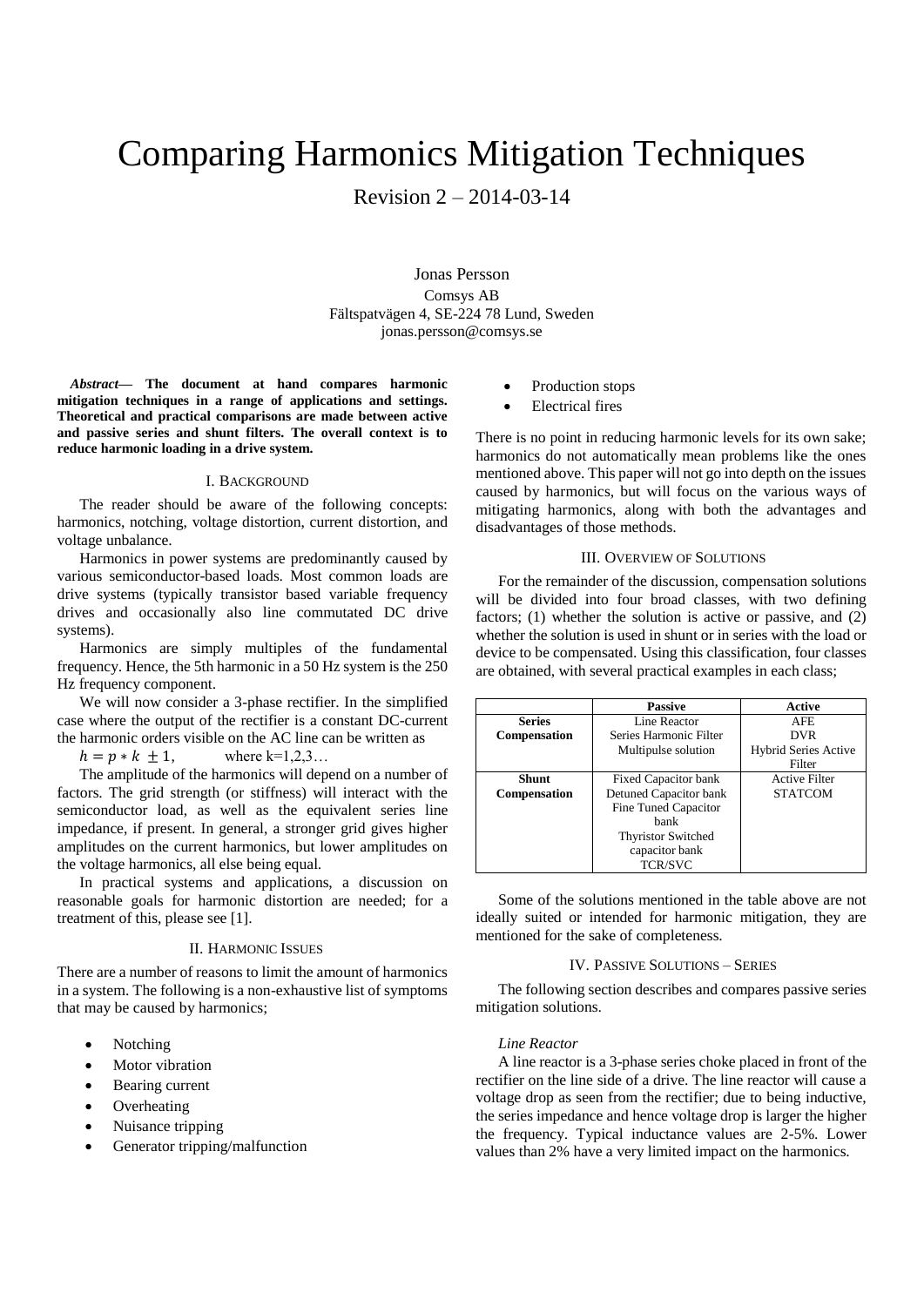# Comparing Harmonics Mitigation Techniques

Revision 2 – 2014-03-14

Jonas Persson
Comsys AB
Fältspatvägen 4, SE-224 78 Lund, Sweden
jonas.persson@comsys.se

***Abstract*— The document at hand compares harmonic mitigation techniques in a range of applications and settings. Theoretical and practical comparisons are made between active and passive series and shunt filters. The overall context is to reduce harmonic loading in a drive system.**

## I. Background

The reader should be aware of the following concepts: harmonics, notching, voltage distortion, current distortion, and voltage unbalance.

Harmonics in power systems are predominantly caused by various semiconductor-based loads. Most common loads are drive systems (typically transistor based variable frequency drives and occasionally also line commutated DC drive systems).

Harmonics are simply multiples of the fundamental frequency. Hence, the 5th harmonic in a 50 Hz system is the 250 Hz frequency component.

We will now consider a 3-phase rectifier. In the simplified case where the output of the rectifier is a constant DC-current the harmonic orders visible on the AC line can be written as

$h = p * k \pm 1,$ where k=1,2,3…

The amplitude of the harmonics will depend on a number of factors. The grid strength (or stiffness) will interact with the semiconductor load, as well as the equivalent series line impedance, if present. In general, a stronger grid gives higher amplitudes on the current harmonics, but lower amplitudes on the voltage harmonics, all else being equal.

In practical systems and applications, a discussion on reasonable goals for harmonic distortion are needed; for a treatment of this, please see [1].

## II. Harmonic Issues

There are a number of reasons to limit the amount of harmonics in a system. The following is a non-exhaustive list of symptoms that may be caused by harmonics;

- Notching
- Motor vibration
- Bearing current
- Overheating
- Nuisance tripping
- Generator tripping/malfunction
- Production stops
- Electrical fires

There is no point in reducing harmonic levels for its own sake; harmonics do not automatically mean problems like the ones mentioned above. This paper will not go into depth on the issues caused by harmonics, but will focus on the various ways of mitigating harmonics, along with both the advantages and disadvantages of those methods.

## III. Overview of Solutions

For the remainder of the discussion, compensation solutions will be divided into four broad classes, with two defining factors; (1) whether the solution is active or passive, and (2) whether the solution is used in shunt or in series with the load or device to be compensated. Using this classification, four classes are obtained, with several practical examples in each class;

| | **Passive** | **Active** |
|---|---|---|
| **Series Compensation** | Line Reactor<br>Series Harmonic Filter<br>Multipulse solution | AFE<br>DVR<br>Hybrid Series Active Filter |
| **Shunt Compensation** | Fixed Capacitor bank<br>Detuned Capacitor bank<br>Fine Tuned Capacitor bank<br>Thyristor Switched capacitor bank<br>TCR/SVC | Active Filter<br>STATCOM |

Some of the solutions mentioned in the table above are not ideally suited or intended for harmonic mitigation, they are mentioned for the sake of completeness.

## IV. Passive Solutions – Series

The following section describes and compares passive series mitigation solutions.

### *Line Reactor*

A line reactor is a 3-phase series choke placed in front of the rectifier on the line side of a drive. The line reactor will cause a voltage drop as seen from the rectifier; due to being inductive, the series impedance and hence voltage drop is larger the higher the frequency. Typical inductance values are 2-5%. Lower values than 2% have a very limited impact on the harmonics.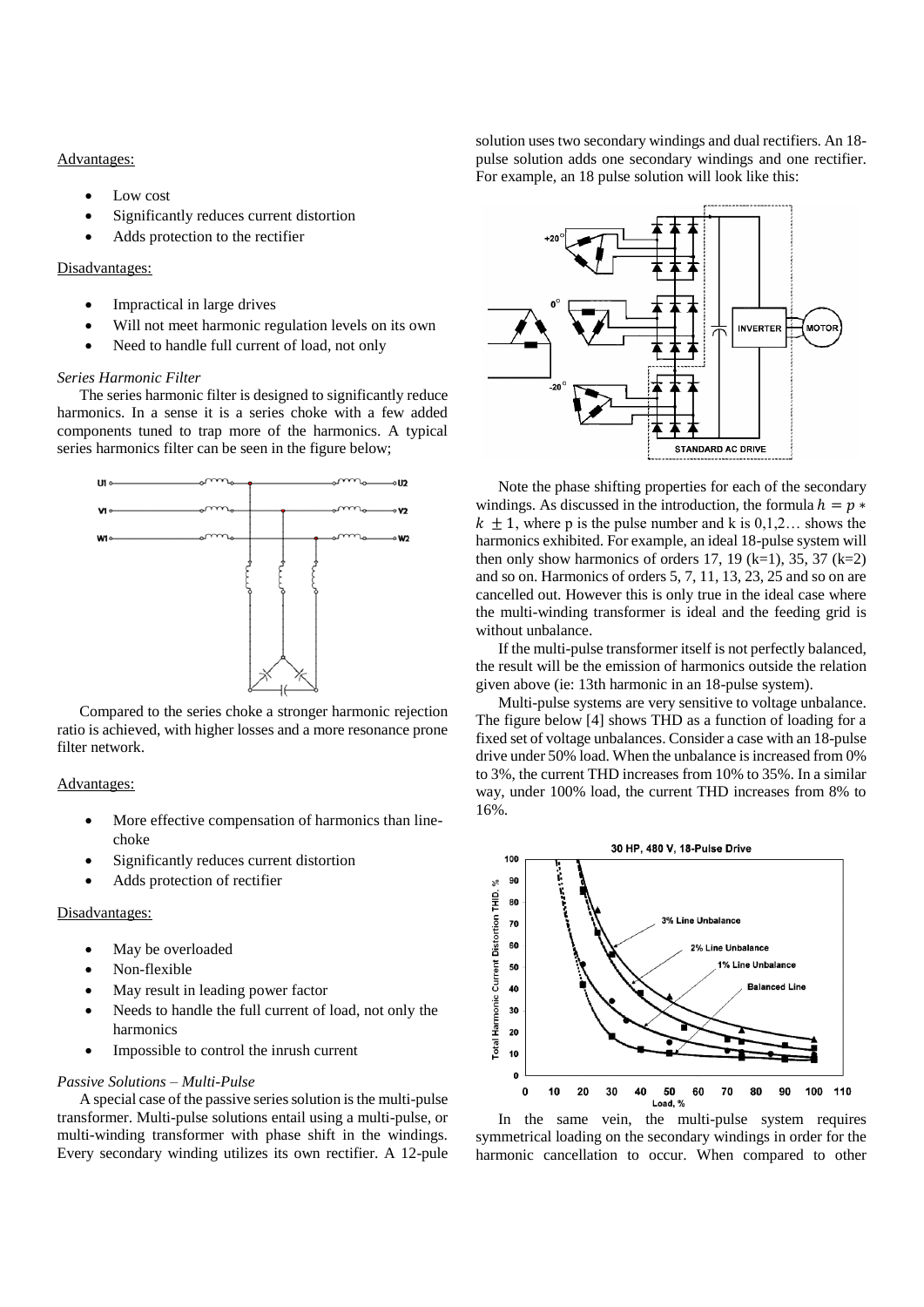Advantages:

- Low cost
- Significantly reduces current distortion
- Adds protection to the rectifier

Disadvantages:

- Impractical in large drives
- Will not meet harmonic regulation levels on its own
- Need to handle full current of load, not only

*Series Harmonic Filter*

The series harmonic filter is designed to significantly reduce harmonics. In a sense it is a series choke with a few added components tuned to trap more of the harmonics. A typical series harmonics filter can be seen in the figure below;

Compared to the series choke a stronger harmonic rejection ratio is achieved, with higher losses and a more resonance prone filter network.

Advantages:

- More effective compensation of harmonics than line-choke
- Significantly reduces current distortion
- Adds protection of rectifier

Disadvantages:

- May be overloaded
- Non-flexible
- May result in leading power factor
- Needs to handle the full current of load, not only the harmonics
- Impossible to control the inrush current

*Passive Solutions – Multi-Pulse*

A special case of the passive series solution is the multi-pulse transformer. Multi-pulse solutions entail using a multi-pulse, or multi-winding transformer with phase shift in the windings. Every secondary winding utilizes its own rectifier. A 12-pule solution uses two secondary windings and dual rectifiers. An 18-pulse solution adds one secondary windings and one rectifier. For example, an 18 pulse solution will look like this:

Note the phase shifting properties for each of the secondary windings. As discussed in the introduction, the formula $h = p * k \pm 1$, where p is the pulse number and k is 0,1,2… shows the harmonics exhibited. For example, an ideal 18-pulse system will then only show harmonics of orders 17, 19 (k=1), 35, 37 (k=2) and so on. Harmonics of orders 5, 7, 11, 13, 23, 25 and so on are cancelled out. However this is only true in the ideal case where the multi-winding transformer is ideal and the feeding grid is without unbalance.

If the multi-pulse transformer itself is not perfectly balanced, the result will be the emission of harmonics outside the relation given above (ie: 13th harmonic in an 18-pulse system).

Multi-pulse systems are very sensitive to voltage unbalance. The figure below [4] shows THD as a function of loading for a fixed set of voltage unbalances. Consider a case with an 18-pulse drive under 50% load. When the unbalance is increased from 0% to 3%, the current THD increases from 10% to 35%. In a similar way, under 100% load, the current THD increases from 8% to 16%.

In the same vein, the multi-pulse system requires symmetrical loading on the secondary windings in order for the harmonic cancellation to occur. When compared to other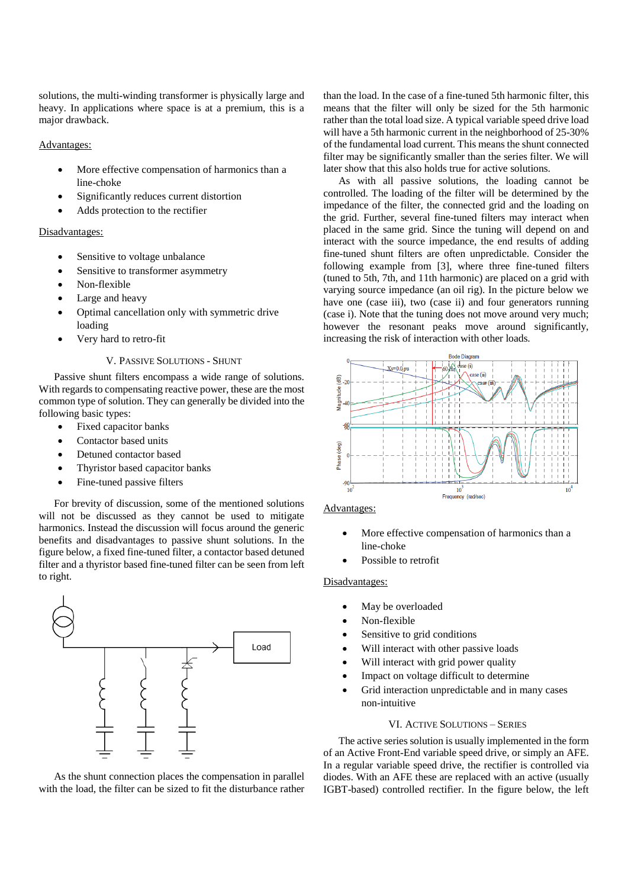solutions, the multi-winding transformer is physically large and heavy. In applications where space is at a premium, this is a major drawback.

Advantages:

- More effective compensation of harmonics than a line-choke
- Significantly reduces current distortion
- Adds protection to the rectifier

Disadvantages:

- Sensitive to voltage unbalance
- Sensitive to transformer asymmetry
- Non-flexible
- Large and heavy
- Optimal cancellation only with symmetric drive loading
- Very hard to retro-fit

## V. Passive Solutions - Shunt

Passive shunt filters encompass a wide range of solutions. With regards to compensating reactive power, these are the most common type of solution. They can generally be divided into the following basic types:

- Fixed capacitor banks
- Contactor based units
- Detuned contactor based
- Thyristor based capacitor banks
- Fine-tuned passive filters

For brevity of discussion, some of the mentioned solutions will not be discussed as they cannot be used to mitigate harmonics. Instead the discussion will focus around the generic benefits and disadvantages to passive shunt solutions. In the figure below, a fixed fine-tuned filter, a contactor based detuned filter and a thyristor based fine-tuned filter can be seen from left to right.

As the shunt connection places the compensation in parallel with the load, the filter can be sized to fit the disturbance rather than the load. In the case of a fine-tuned 5th harmonic filter, this means that the filter will only be sized for the 5th harmonic rather than the total load size. A typical variable speed drive load will have a 5th harmonic current in the neighborhood of 25-30% of the fundamental load current. This means the shunt connected filter may be significantly smaller than the series filter. We will later show that this also holds true for active solutions.

As with all passive solutions, the loading cannot be controlled. The loading of the filter will be determined by the impedance of the filter, the connected grid and the loading on the grid. Further, several fine-tuned filters may interact when placed in the same grid. Since the tuning will depend on and interact with the source impedance, the end results of adding fine-tuned shunt filters are often unpredictable. Consider the following example from [3], where three fine-tuned filters (tuned to 5th, 7th, and 11th harmonic) are placed on a grid with varying source impedance (an oil rig). In the picture below we have one (case iii), two (case ii) and four generators running (case i). Note that the tuning does not move around very much; however the resonant peaks move around significantly, increasing the risk of interaction with other loads.

Advantages:

- More effective compensation of harmonics than a line-choke
- Possible to retrofit

Disadvantages:

- May be overloaded
- Non-flexible
- Sensitive to grid conditions
- Will interact with other passive loads
- Will interact with grid power quality
- Impact on voltage difficult to determine
- Grid interaction unpredictable and in many cases non-intuitive

## VI. Active Solutions – Series

The active series solution is usually implemented in the form of an Active Front-End variable speed drive, or simply an AFE. In a regular variable speed drive, the rectifier is controlled via diodes. With an AFE these are replaced with an active (usually IGBT-based) controlled rectifier. In the figure below, the left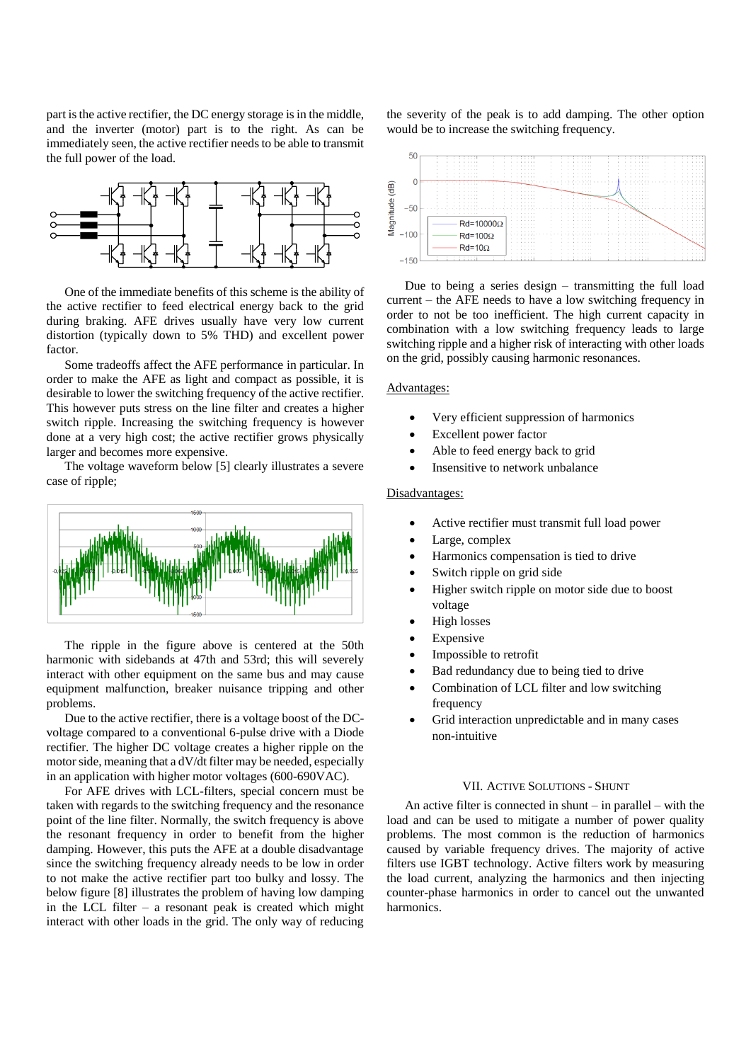part is the active rectifier, the DC energy storage is in the middle, and the inverter (motor) part is to the right. As can be immediately seen, the active rectifier needs to be able to transmit the full power of the load.

One of the immediate benefits of this scheme is the ability of the active rectifier to feed electrical energy back to the grid during braking. AFE drives usually have very low current distortion (typically down to 5% THD) and excellent power factor.

Some tradeoffs affect the AFE performance in particular. In order to make the AFE as light and compact as possible, it is desirable to lower the switching frequency of the active rectifier. This however puts stress on the line filter and creates a higher switch ripple. Increasing the switching frequency is however done at a very high cost; the active rectifier grows physically larger and becomes more expensive.

The voltage waveform below [5] clearly illustrates a severe case of ripple;

The ripple in the figure above is centered at the 50th harmonic with sidebands at 47th and 53rd; this will severely interact with other equipment on the same bus and may cause equipment malfunction, breaker nuisance tripping and other problems.

Due to the active rectifier, there is a voltage boost of the DC-voltage compared to a conventional 6-pulse drive with a Diode rectifier. The higher DC voltage creates a higher ripple on the motor side, meaning that a dV/dt filter may be needed, especially in an application with higher motor voltages (600-690VAC).

For AFE drives with LCL-filters, special concern must be taken with regards to the switching frequency and the resonance point of the line filter. Normally, the switch frequency is above the resonant frequency in order to benefit from the higher damping. However, this puts the AFE at a double disadvantage since the switching frequency already needs to be low in order to not make the active rectifier part too bulky and lossy. The below figure [8] illustrates the problem of having low damping in the LCL filter – a resonant peak is created which might interact with other loads in the grid. The only way of reducing the severity of the peak is to add damping. The other option would be to increase the switching frequency.

Due to being a series design – transmitting the full load current – the AFE needs to have a low switching frequency in order to not be too inefficient. The high current capacity in combination with a low switching frequency leads to large switching ripple and a higher risk of interacting with other loads on the grid, possibly causing harmonic resonances.

Advantages:

- Very efficient suppression of harmonics
- Excellent power factor
- Able to feed energy back to grid
- Insensitive to network unbalance

Disadvantages:

- Active rectifier must transmit full load power
- Large, complex
- Harmonics compensation is tied to drive
- Switch ripple on grid side
- Higher switch ripple on motor side due to boost voltage
- High losses
- Expensive
- Impossible to retrofit
- Bad redundancy due to being tied to drive
- Combination of LCL filter and low switching frequency
- Grid interaction unpredictable and in many cases non-intuitive

## VII. Active Solutions - Shunt

An active filter is connected in shunt – in parallel – with the load and can be used to mitigate a number of power quality problems. The most common is the reduction of harmonics caused by variable frequency drives. The majority of active filters use IGBT technology. Active filters work by measuring the load current, analyzing the harmonics and then injecting counter-phase harmonics in order to cancel out the unwanted harmonics.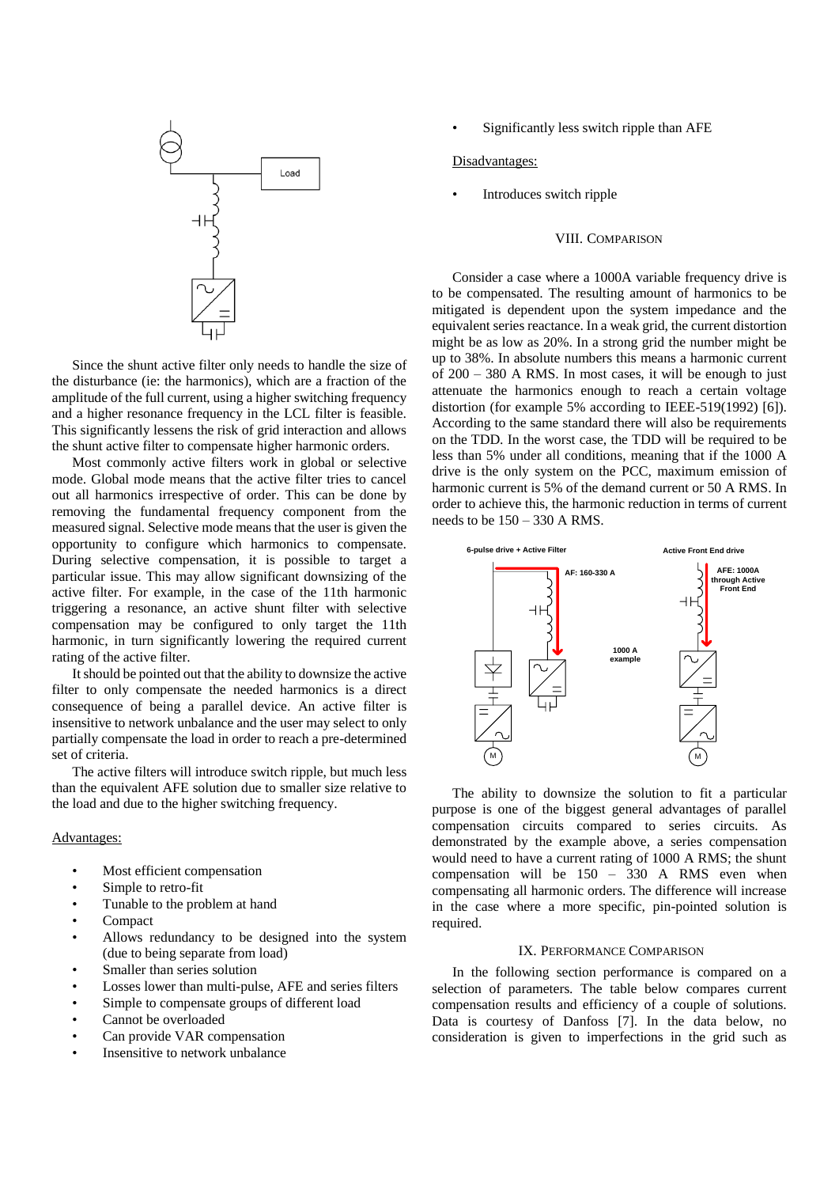Since the shunt active filter only needs to handle the size of the disturbance (ie: the harmonics), which are a fraction of the amplitude of the full current, using a higher switching frequency and a higher resonance frequency in the LCL filter is feasible. This significantly lessens the risk of grid interaction and allows the shunt active filter to compensate higher harmonic orders.

Most commonly active filters work in global or selective mode. Global mode means that the active filter tries to cancel out all harmonics irrespective of order. This can be done by removing the fundamental frequency component from the measured signal. Selective mode means that the user is given the opportunity to configure which harmonics to compensate. During selective compensation, it is possible to target a particular issue. This may allow significant downsizing of the active filter. For example, in the case of the 11th harmonic triggering a resonance, an active shunt filter with selective compensation may be configured to only target the 11th harmonic, in turn significantly lowering the required current rating of the active filter.

It should be pointed out that the ability to downsize the active filter to only compensate the needed harmonics is a direct consequence of being a parallel device. An active filter is insensitive to network unbalance and the user may select to only partially compensate the load in order to reach a pre-determined set of criteria.

The active filters will introduce switch ripple, but much less than the equivalent AFE solution due to smaller size relative to the load and due to the higher switching frequency.

Advantages:

- Most efficient compensation
- Simple to retro-fit
- Tunable to the problem at hand
- Compact
- Allows redundancy to be designed into the system (due to being separate from load)
- Smaller than series solution
- Losses lower than multi-pulse, AFE and series filters
- Simple to compensate groups of different load
- Cannot be overloaded
- Can provide VAR compensation
- Insensitive to network unbalance
- Significantly less switch ripple than AFE

Disadvantages:

- Introduces switch ripple

## VIII. Comparison

Consider a case where a 1000A variable frequency drive is to be compensated. The resulting amount of harmonics to be mitigated is dependent upon the system impedance and the equivalent series reactance. In a weak grid, the current distortion might be as low as 20%. In a strong grid the number might be up to 38%. In absolute numbers this means a harmonic current of 200 – 380 A RMS. In most cases, it will be enough to just attenuate the harmonics enough to reach a certain voltage distortion (for example 5% according to IEEE-519(1992) [6]). According to the same standard there will also be requirements on the TDD. In the worst case, the TDD will be required to be less than 5% under all conditions, meaning that if the 1000 A drive is the only system on the PCC, maximum emission of harmonic current is 5% of the demand current or 50 A RMS. In order to achieve this, the harmonic reduction in terms of current needs to be 150 – 330 A RMS.

The ability to downsize the solution to fit a particular purpose is one of the biggest general advantages of parallel compensation circuits compared to series circuits. As demonstrated by the example above, a series compensation would need to have a current rating of 1000 A RMS; the shunt compensation will be 150 – 330 A RMS even when compensating all harmonic orders. The difference will increase in the case where a more specific, pin-pointed solution is required.

## IX. Performance Comparison

In the following section performance is compared on a selection of parameters. The table below compares current compensation results and efficiency of a couple of solutions. Data is courtesy of Danfoss [7]. In the data below, no consideration is given to imperfections in the grid such as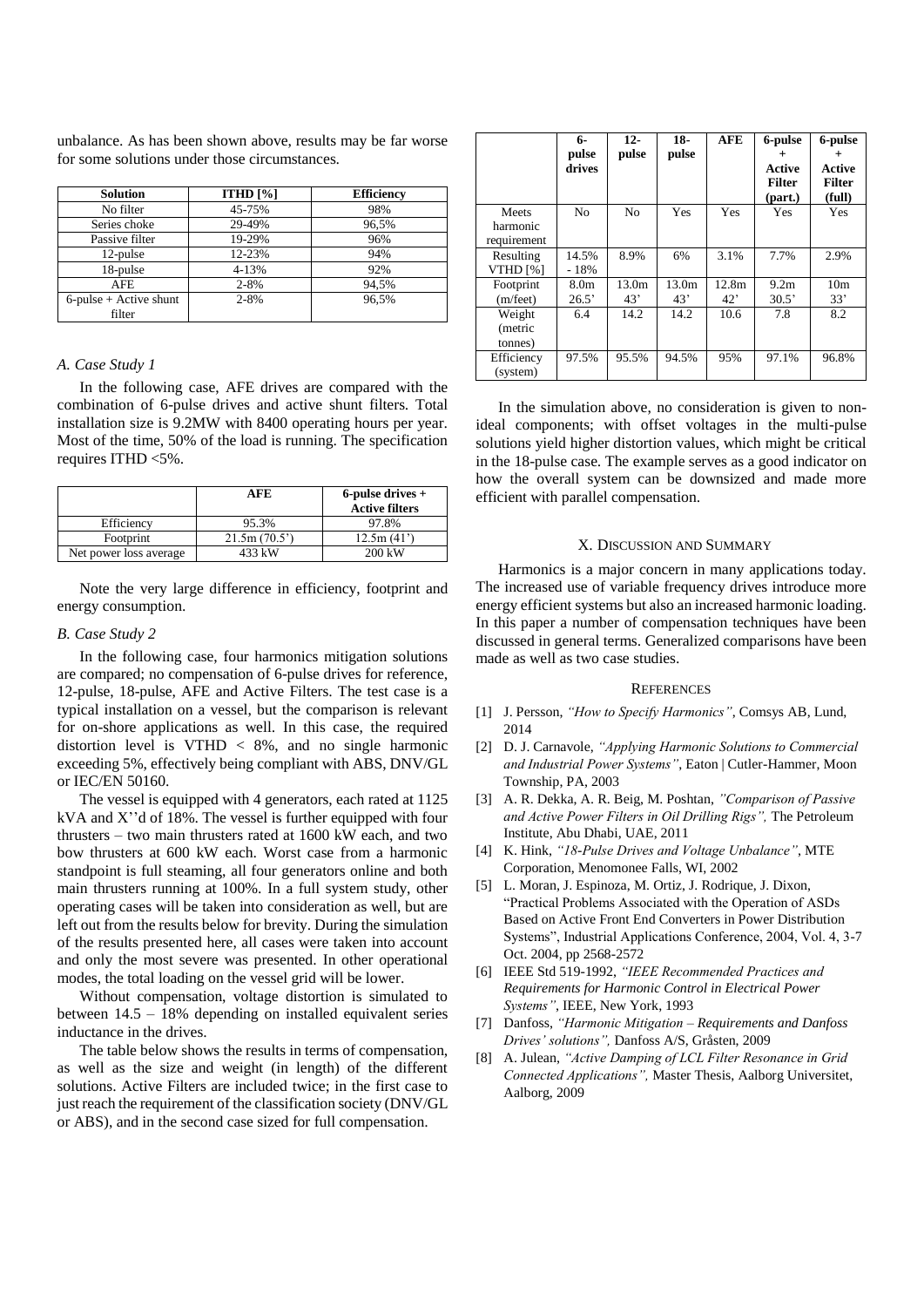unbalance. As has been shown above, results may be far worse for some solutions under those circumstances.

| Solution | ITHD [%] | Efficiency |
|---|---|---|
| No filter | 45-75% | 98% |
| Series choke | 29-49% | 96,5% |
| Passive filter | 19-29% | 96% |
| 12-pulse | 12-23% | 94% |
| 18-pulse | 4-13% | 92% |
| AFE | 2-8% | 94,5% |
| 6-pulse + Active shunt filter | 2-8% | 96,5% |

### A. Case Study 1

In the following case, AFE drives are compared with the combination of 6-pulse drives and active shunt filters. Total installation size is 9.2MW with 8400 operating hours per year. Most of the time, 50% of the load is running. The specification requires ITHD <5%.

| | AFE | 6-pulse drives + Active filters |
|---|---|---|
| Efficiency | 95.3% | 97.8% |
| Footprint | 21.5m (70.5') | 12.5m (41') |
| Net power loss average | 433 kW | 200 kW |

Note the very large difference in efficiency, footprint and energy consumption.

### B. Case Study 2

In the following case, four harmonics mitigation solutions are compared; no compensation of 6-pulse drives for reference, 12-pulse, 18-pulse, AFE and Active Filters. The test case is a typical installation on a vessel, but the comparison is relevant for on-shore applications as well. In this case, the required distortion level is VTHD < 8%, and no single harmonic exceeding 5%, effectively being compliant with ABS, DNV/GL or IEC/EN 50160.

The vessel is equipped with 4 generators, each rated at 1125 kVA and X''d of 18%. The vessel is further equipped with four thrusters – two main thrusters rated at 1600 kW each, and two bow thrusters at 600 kW each. Worst case from a harmonic standpoint is full steaming, all four generators online and both main thrusters running at 100%. In a full system study, other operating cases will be taken into consideration as well, but are left out from the results below for brevity. During the simulation of the results presented here, all cases were taken into account and only the most severe was presented. In other operational modes, the total loading on the vessel grid will be lower.

Without compensation, voltage distortion is simulated to between 14.5 – 18% depending on installed equivalent series inductance in the drives.

The table below shows the results in terms of compensation, as well as the size and weight (in length) of the different solutions. Active Filters are included twice; in the first case to just reach the requirement of the classification society (DNV/GL or ABS), and in the second case sized for full compensation.

| | 6-pulse drives | 12-pulse | 18-pulse | AFE | 6-pulse + Active Filter (part.) | 6-pulse + Active Filter (full) |
|---|---|---|---|---|---|---|
| Meets harmonic requirement | No | No | Yes | Yes | Yes | Yes |
| Resulting VTHD [%] | 14.5% - 18% | 8.9% | 6% | 3.1% | 7.7% | 2.9% |
| Footprint (m/feet) | 8.0m 26.5' | 13.0m 43' | 13.0m 43' | 12.8m 42' | 9.2m 30.5' | 10m 33' |
| Weight (metric tonnes) | 6.4 | 14.2 | 14.2 | 10.6 | 7.8 | 8.2 |
| Efficiency (system) | 97.5% | 95.5% | 94.5% | 95% | 97.1% | 96.8% |

In the simulation above, no consideration is given to non-ideal components; with offset voltages in the multi-pulse solutions yield higher distortion values, which might be critical in the 18-pulse case. The example serves as a good indicator on how the overall system can be downsized and made more efficient with parallel compensation.

## X. Discussion and Summary

Harmonics is a major concern in many applications today. The increased use of variable frequency drives introduce more energy efficient systems but also an increased harmonic loading. In this paper a number of compensation techniques have been discussed in general terms. Generalized comparisons have been made as well as two case studies.

## References

[1] J. Persson, *"How to Specify Harmonics"*, Comsys AB, Lund, 2014

[2] D. J. Carnavole, *"Applying Harmonic Solutions to Commercial and Industrial Power Systems"*, Eaton | Cutler-Hammer, Moon Township, PA, 2003

[3] A. R. Dekka, A. R. Beig, M. Poshtan, *"Comparison of Passive and Active Power Filters in Oil Drilling Rigs",* The Petroleum Institute, Abu Dhabi, UAE, 2011

[4] K. Hink, *"18-Pulse Drives and Voltage Unbalance"*, MTE Corporation, Menomonee Falls, WI, 2002

[5] L. Moran, J. Espinoza, M. Ortiz, J. Rodrique, J. Dixon, "Practical Problems Associated with the Operation of ASDs Based on Active Front End Converters in Power Distribution Systems", Industrial Applications Conference, 2004, Vol. 4, 3-7 Oct. 2004, pp 2568-2572

[6] IEEE Std 519-1992, *"IEEE Recommended Practices and Requirements for Harmonic Control in Electrical Power Systems"*, IEEE, New York, 1993

[7] Danfoss, *"Harmonic Mitigation – Requirements and Danfoss Drives' solutions",* Danfoss A/S, Gråsten, 2009

[8] A. Julean, *"Active Damping of LCL Filter Resonance in Grid Connected Applications",* Master Thesis, Aalborg Universitet, Aalborg, 2009